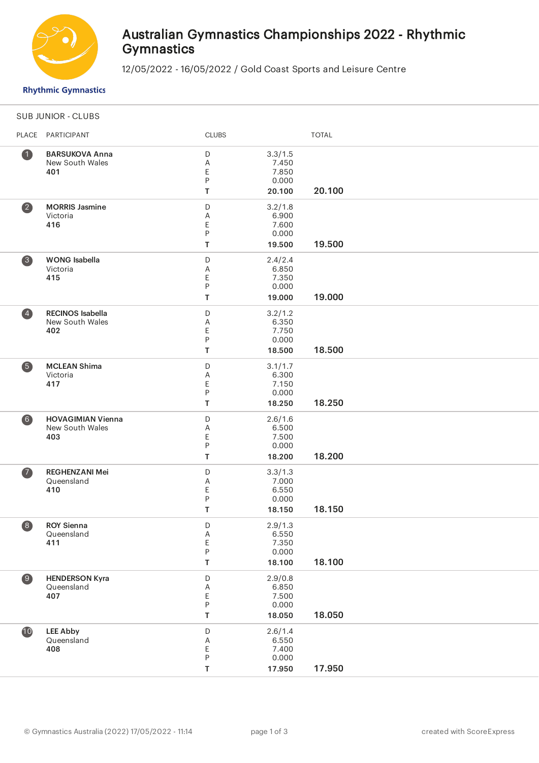# Australian Gymnastics Championships 2022 - Rhythmic Gymnastics

12/05/2022 - 16/05/2022 / Gold Coast Sports and Leisure Centre

Rhythmic Gymnastics

## SUB JUNIOR - CLUBS

| PLACE | PARTICIPANT | CLUBS | | TOTAL |
|---|---|---|---|---|
| 1 | **BARSUKOVA Anna**<br>New South Wales<br>**401** | D<br>A<br>E<br>P<br>**T** | 3.3/1.5<br>7.450<br>7.850<br>0.000<br>**20.100** | 20.100 |
| 2 | **MORRIS Jasmine**<br>Victoria<br>**416** | D<br>A<br>E<br>P<br>**T** | 3.2/1.8<br>6.900<br>7.600<br>0.000<br>**19.500** | 19.500 |
| 3 | **WONG Isabella**<br>Victoria<br>**415** | D<br>A<br>E<br>P<br>**T** | 2.4/2.4<br>6.850<br>7.350<br>0.000<br>**19.000** | 19.000 |
| 4 | **RECINOS Isabella**<br>New South Wales<br>**402** | D<br>A<br>E<br>P<br>**T** | 3.2/1.2<br>6.350<br>7.750<br>0.000<br>**18.500** | 18.500 |
| 5 | **MCLEAN Shima**<br>Victoria<br>**417** | D<br>A<br>E<br>P<br>**T** | 3.1/1.7<br>6.300<br>7.150<br>0.000<br>**18.250** | 18.250 |
| 6 | **HOVAGIMIAN Vienna**<br>New South Wales<br>**403** | D<br>A<br>E<br>P<br>**T** | 2.6/1.6<br>6.500<br>7.500<br>0.000<br>**18.200** | 18.200 |
| 7 | **REGHENZANI Mei**<br>Queensland<br>**410** | D<br>A<br>E<br>P<br>**T** | 3.3/1.3<br>7.000<br>6.550<br>0.000<br>**18.150** | 18.150 |
| 8 | **ROY Sienna**<br>Queensland<br>**411** | D<br>A<br>E<br>P<br>**T** | 2.9/1.3<br>6.550<br>7.350<br>0.000<br>**18.100** | 18.100 |
| 9 | **HENDERSON Kyra**<br>Queensland<br>**407** | D<br>A<br>E<br>P<br>**T** | 2.9/0.8<br>6.850<br>7.500<br>0.000<br>**18.050** | 18.050 |
| 10 | **LEE Abby**<br>Queensland<br>**408** | D<br>A<br>E<br>P<br>**T** | 2.6/1.4<br>6.550<br>7.400<br>0.000<br>**17.950** | 17.950 |

© Gymnastics Australia (2022) 17/05/2022 - 11:14 created with ScoreExpress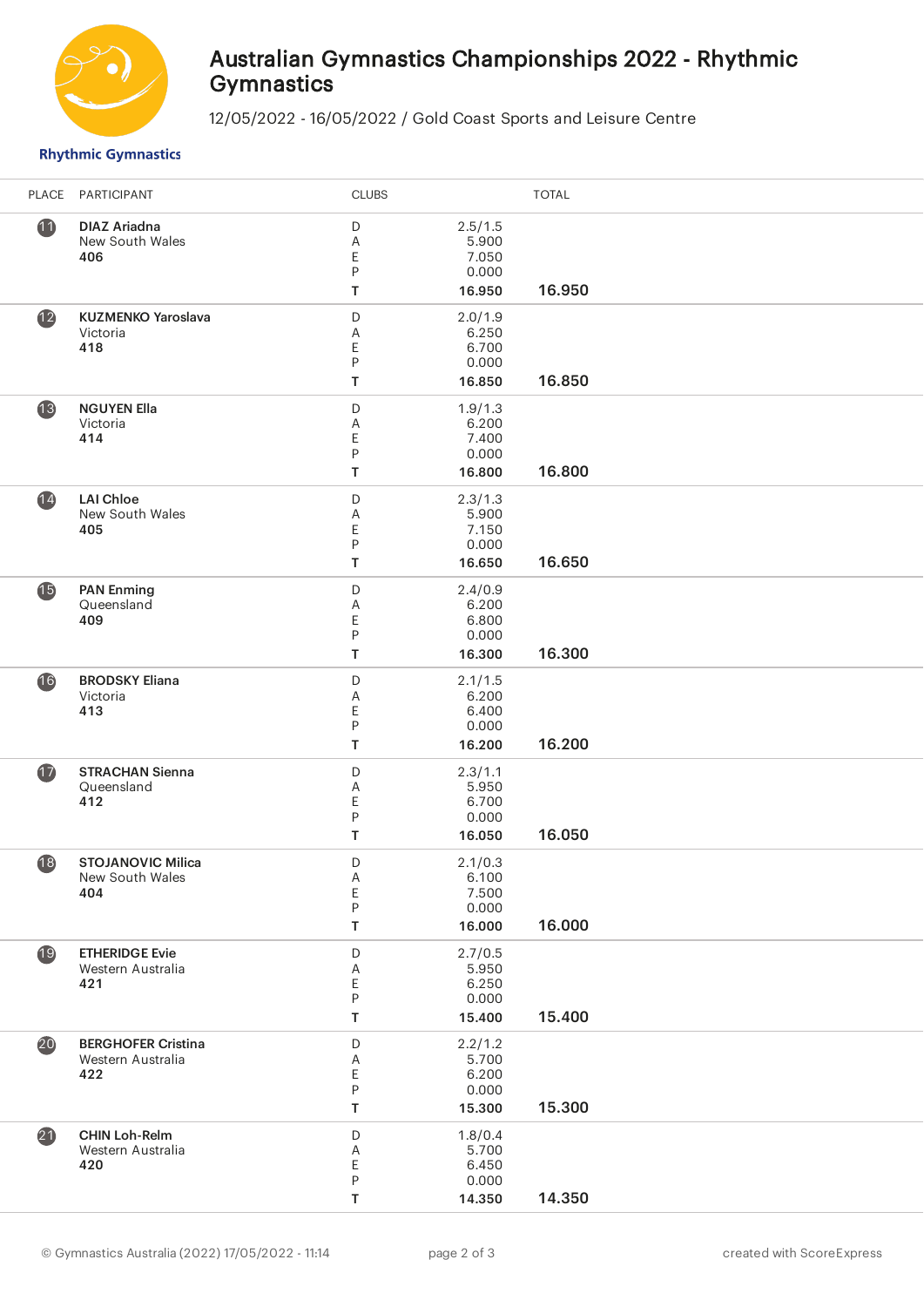# Australian Gymnastics Championships 2022 - Rhythmic Gymnastics

12/05/2022 - 16/05/2022 / Gold Coast Sports and Leisure Centre

Rhythmic Gymnastics

| PLACE | PARTICIPANT | CLUBS | | TOTAL |
|---|---|---|---|---|
| 11 | **DIAZ Ariadna**<br>New South Wales<br>**406** | D<br>A<br>E<br>P<br>**T** | 2.5/1.5<br>5.900<br>7.050<br>0.000<br>**16.950** | **16.950** |
| 12 | **KUZMENKO Yaroslava**<br>Victoria<br>**418** | D<br>A<br>E<br>P<br>**T** | 2.0/1.9<br>6.250<br>6.700<br>0.000<br>**16.850** | **16.850** |
| 13 | **NGUYEN Ella**<br>Victoria<br>**414** | D<br>A<br>E<br>P<br>**T** | 1.9/1.3<br>6.200<br>7.400<br>0.000<br>**16.800** | **16.800** |
| 14 | **LAI Chloe**<br>New South Wales<br>**405** | D<br>A<br>E<br>P<br>**T** | 2.3/1.3<br>5.900<br>7.150<br>0.000<br>**16.650** | **16.650** |
| 15 | **PAN Enming**<br>Queensland<br>**409** | D<br>A<br>E<br>P<br>**T** | 2.4/0.9<br>6.200<br>6.800<br>0.000<br>**16.300** | **16.300** |
| 16 | **BRODSKY Eliana**<br>Victoria<br>**413** | D<br>A<br>E<br>P<br>**T** | 2.1/1.5<br>6.200<br>6.400<br>0.000<br>**16.200** | **16.200** |
| 17 | **STRACHAN Sienna**<br>Queensland<br>**412** | D<br>A<br>E<br>P<br>**T** | 2.3/1.1<br>5.950<br>6.700<br>0.000<br>**16.050** | **16.050** |
| 18 | **STOJANOVIC Milica**<br>New South Wales<br>**404** | D<br>A<br>E<br>P<br>**T** | 2.1/0.3<br>6.100<br>7.500<br>0.000<br>**16.000** | **16.000** |
| 19 | **ETHERIDGE Evie**<br>Western Australia<br>**421** | D<br>A<br>E<br>P<br>**T** | 2.7/0.5<br>5.950<br>6.250<br>0.000<br>**15.400** | **15.400** |
| 20 | **BERGHOFER Cristina**<br>Western Australia<br>**422** | D<br>A<br>E<br>P<br>**T** | 2.2/1.2<br>5.700<br>6.200<br>0.000<br>**15.300** | **15.300** |
| 21 | **CHIN Loh-Relm**<br>Western Australia<br>**420** | D<br>A<br>E<br>P<br>**T** | 1.8/0.4<br>5.700<br>6.450<br>0.000<br>**14.350** | **14.350** |

© Gymnastics Australia (2022) 17/05/2022 - 11:14 created with ScoreExpress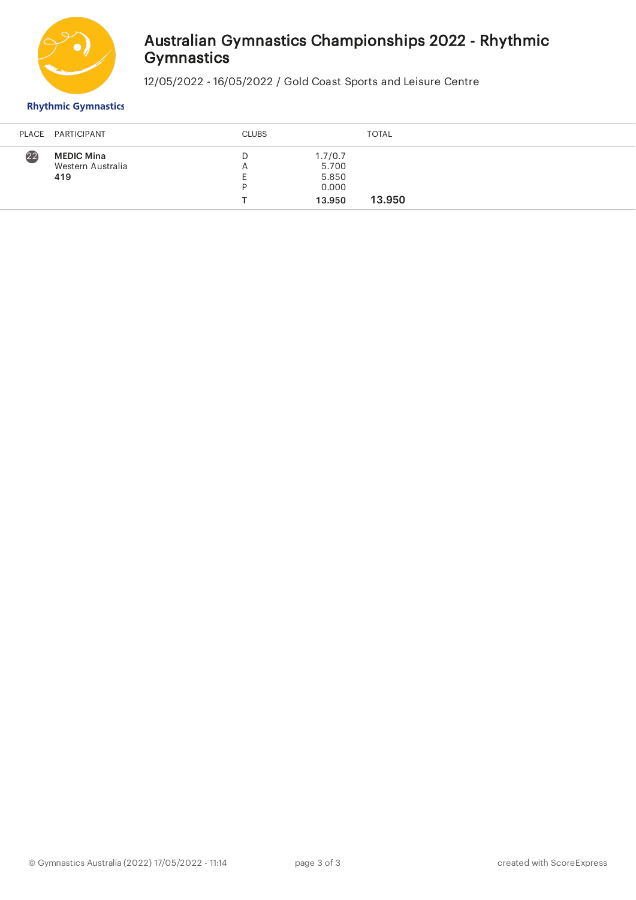# Australian Gymnastics Championships 2022 - Rhythmic Gymnastics

12/05/2022 - 16/05/2022 / Gold Coast Sports and Leisure Centre

| PLACE | PARTICIPANT | CLUBS | | TOTAL |
|---|---|---|---|---|
| 22 | **MEDIC Mina**<br>Western Australia<br>**419** | D<br>A<br>E<br>P<br>**T** | 1.7/0.7<br>5.700<br>5.850<br>0.000<br>**13.950** | **13.950** |

© Gymnastics Australia (2022) 17/05/2022 - 11:14

created with ScoreExpress